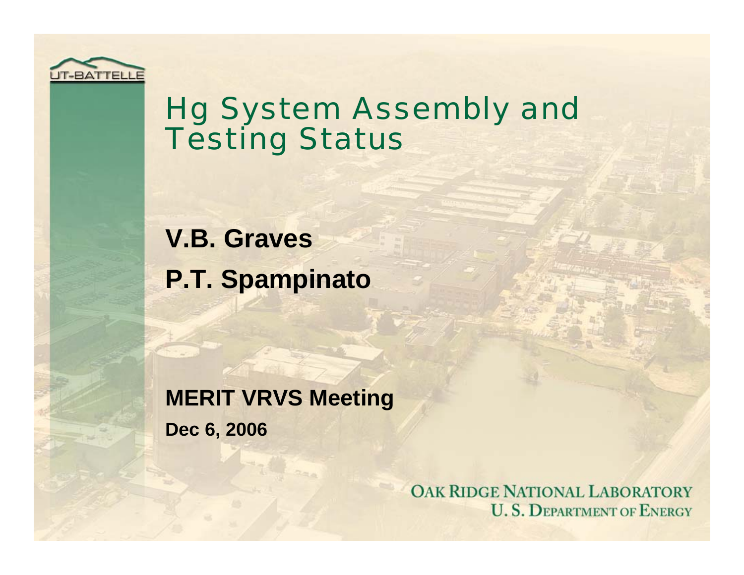# Hg System Assembly and Testing Status

**V.B. Graves**

**P.T. Spampinato**

**MERIT VRVS Meeting**

**Dec 6, 2006**

OAK RIDGE NATIONAL LABORATORY
U. S. DEPARTMENT OF ENERGY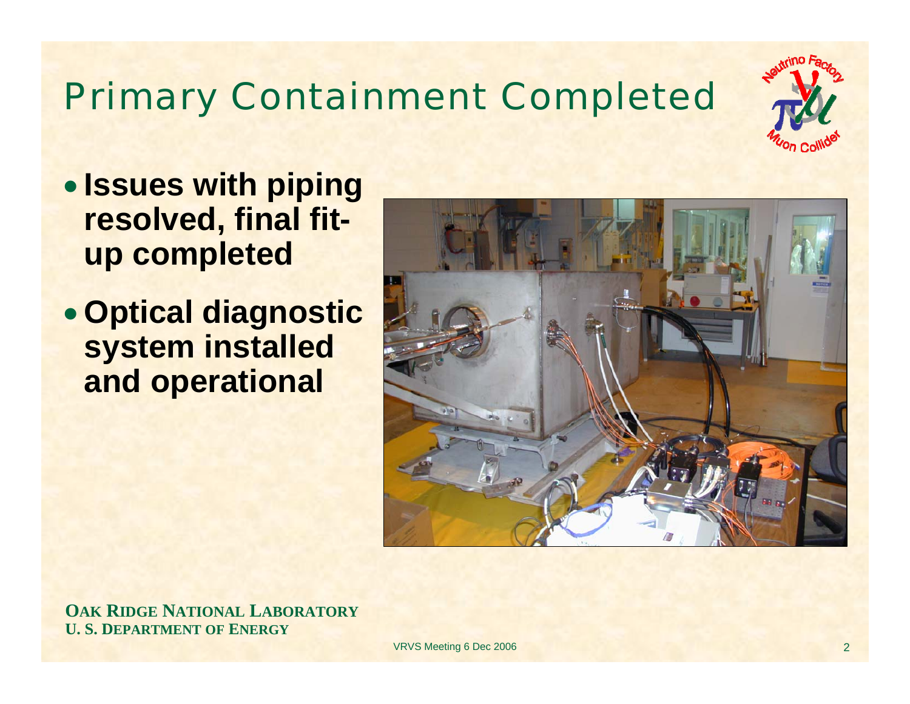# Primary Containment Completed

- **Issues with piping resolved, final fit-up completed**
- **Optical diagnostic system installed and operational**

**OAK RIDGE NATIONAL LABORATORY**
**U. S. DEPARTMENT OF ENERGY**

VRVS Meeting 6 Dec 2006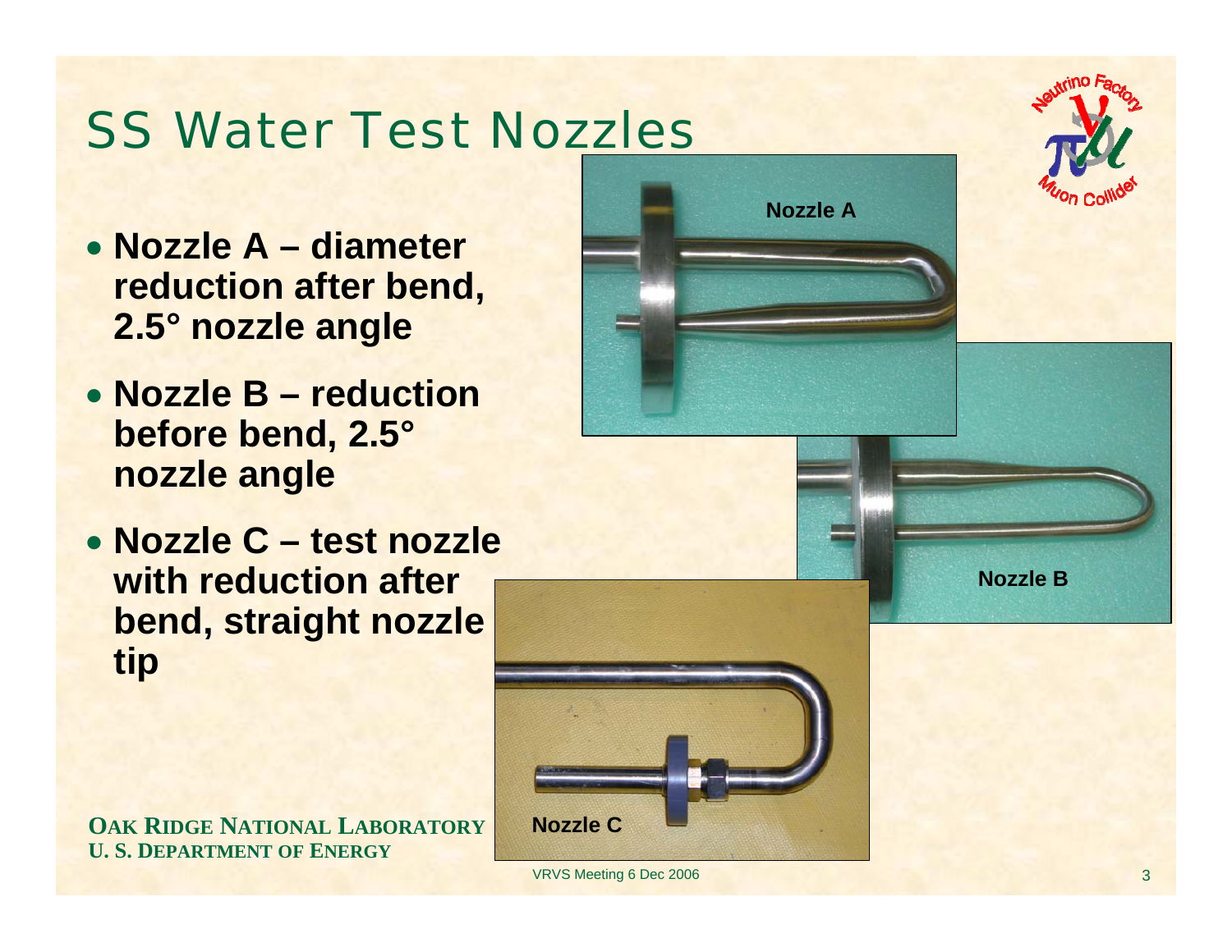# SS Water Test Nozzles

- **Nozzle A – diameter reduction after bend, 2.5° nozzle angle**
- **Nozzle B – reduction before bend, 2.5° nozzle angle**
- **Nozzle C – test nozzle with reduction after bend, straight nozzle tip**

Nozzle A

Nozzle B

Nozzle C

**OAK RIDGE NATIONAL LABORATORY**
**U. S. DEPARTMENT OF ENERGY**

VRVS Meeting 6 Dec 2006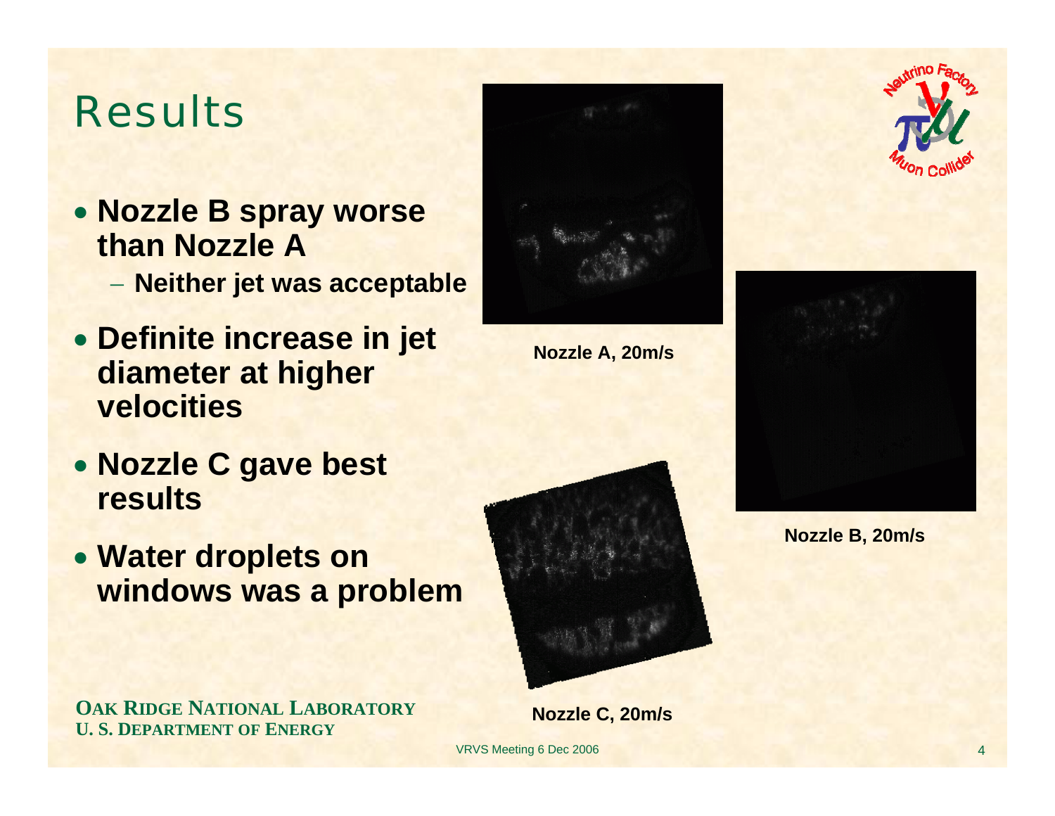# Results

- **Nozzle B spray worse than Nozzle A**
  - **Neither jet was acceptable**
- **Definite increase in jet diameter at higher velocities**
- **Nozzle C gave best results**
- **Water droplets on windows was a problem**

**Nozzle A, 20m/s**

**Nozzle B, 20m/s**

**Nozzle C, 20m/s**

**OAK RIDGE NATIONAL LABORATORY**
**U. S. DEPARTMENT OF ENERGY**

VRVS Meeting 6 Dec 2006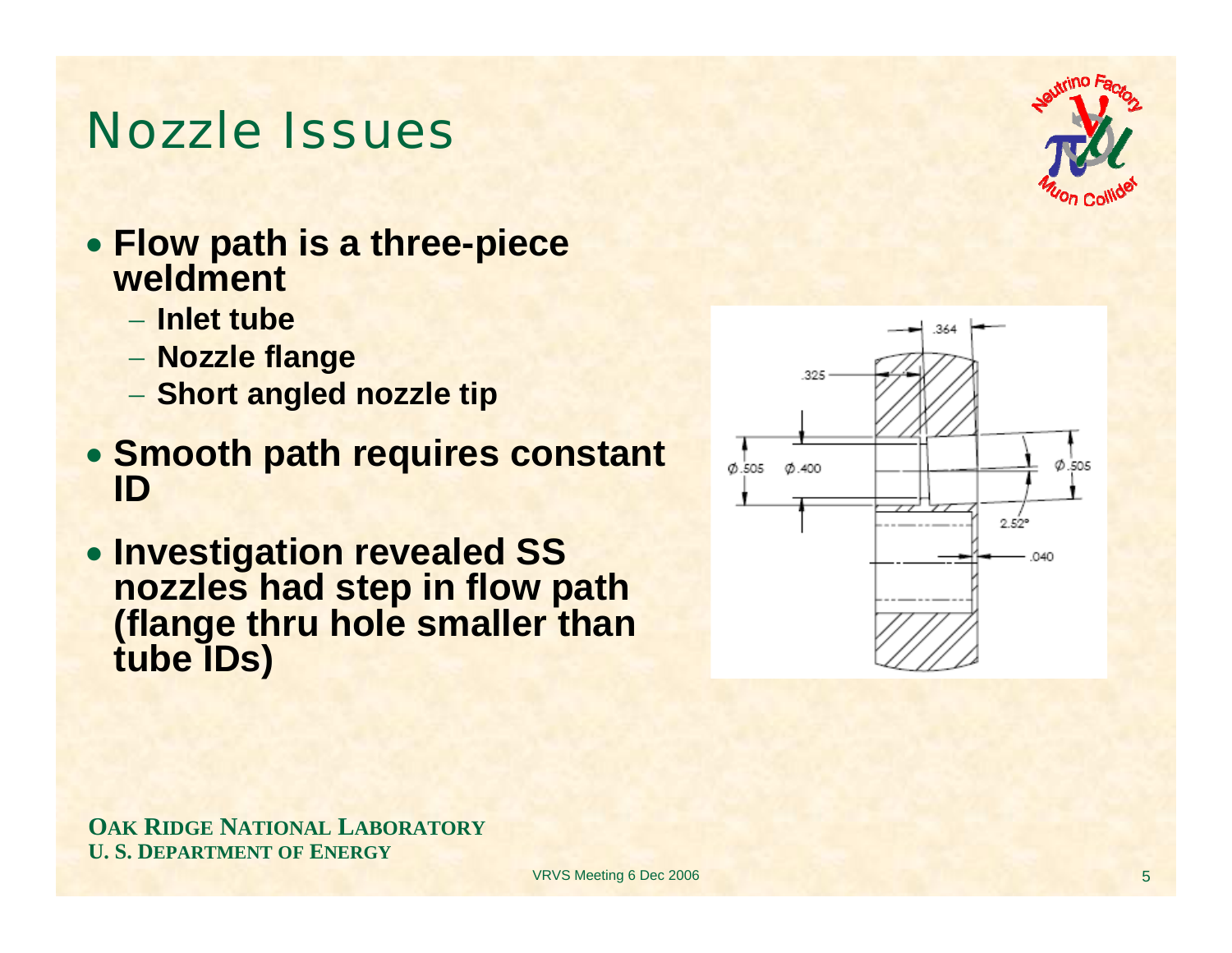# Nozzle Issues

- **Flow path is a three-piece weldment**
  - **Inlet tube**
  - **Nozzle flange**
  - **Short angled nozzle tip**
- **Smooth path requires constant ID**
- **Investigation revealed SS nozzles had step in flow path (flange thru hole smaller than tube IDs)**

.364

.325

Ø.505 Ø.400

Ø.505

2.52°

.040

**OAK RIDGE NATIONAL LABORATORY**
**U. S. DEPARTMENT OF ENERGY**

VRVS Meeting 6 Dec 2006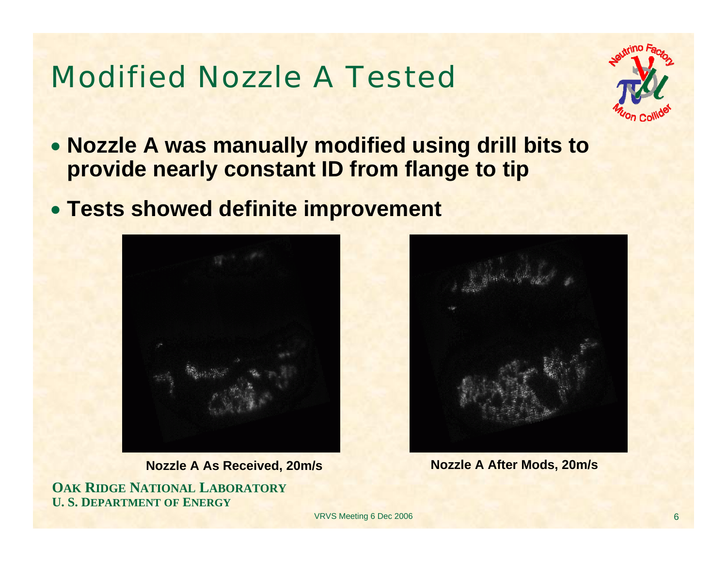# Modified Nozzle A Tested

- **Nozzle A was manually modified using drill bits to provide nearly constant ID from flange to tip**
- **Tests showed definite improvement**

**Nozzle A As Received, 20m/s**

**Nozzle A After Mods, 20m/s**

**OAK RIDGE NATIONAL LABORATORY**
**U. S. DEPARTMENT OF ENERGY**

VRVS Meeting 6 Dec 2006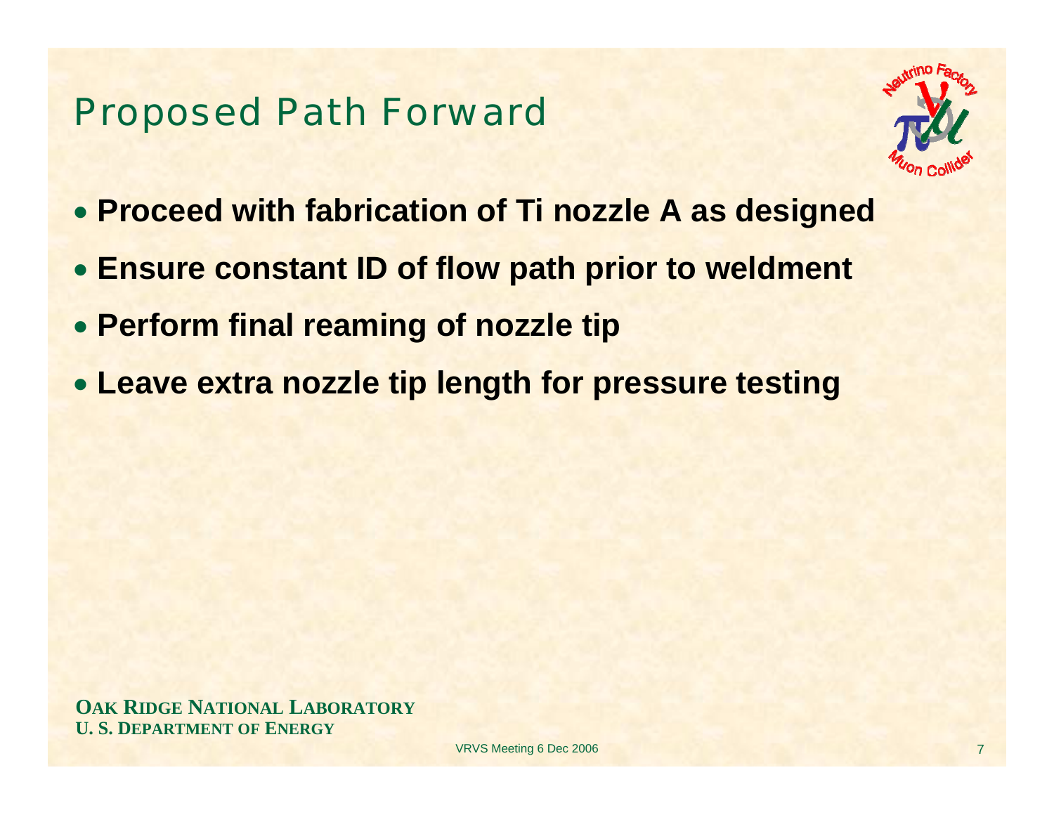# Proposed Path Forward

- **Proceed with fabrication of Ti nozzle A as designed**
- **Ensure constant ID of flow path prior to weldment**
- **Perform final reaming of nozzle tip**
- **Leave extra nozzle tip length for pressure testing**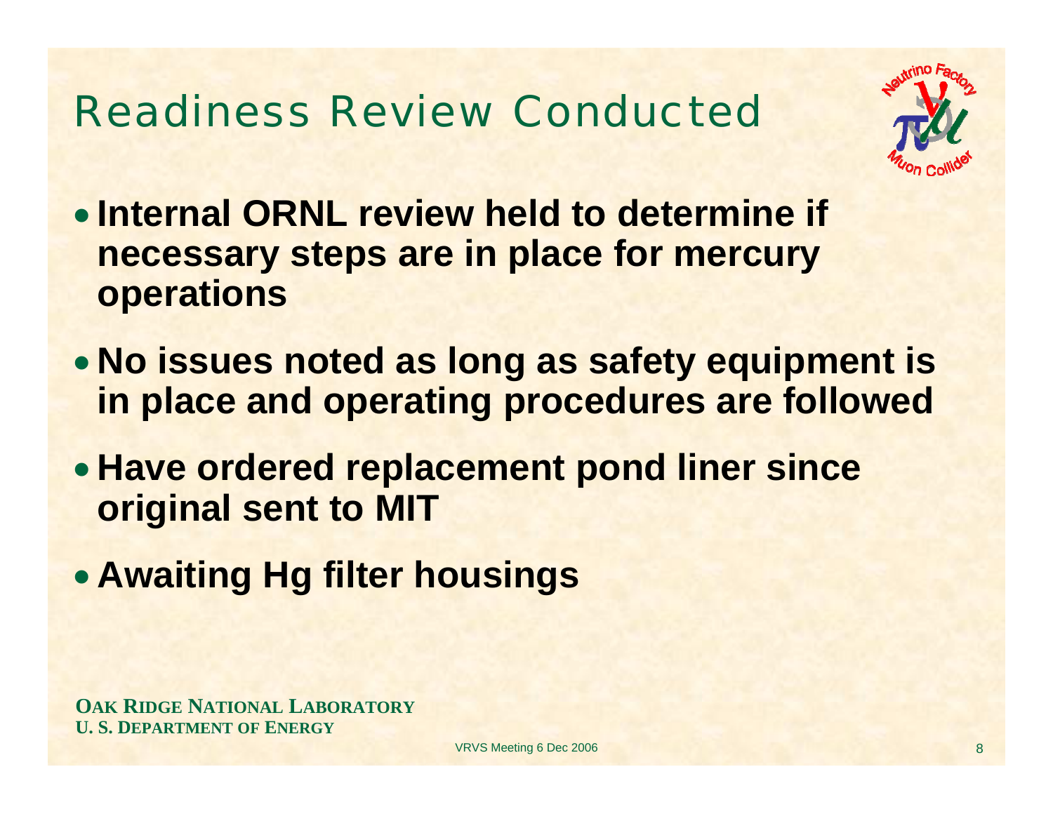# Readiness Review Conducted

- **Internal ORNL review held to determine if necessary steps are in place for mercury operations**
- **No issues noted as long as safety equipment is in place and operating procedures are followed**
- **Have ordered replacement pond liner since original sent to MIT**
- **Awaiting Hg filter housings**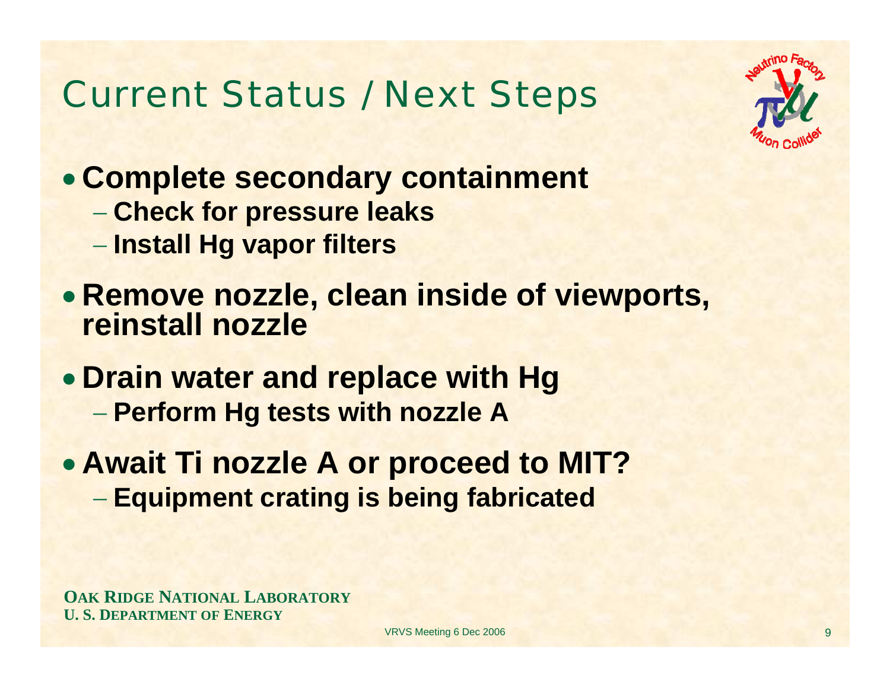# Current Status / Next Steps

- **Complete secondary containment**
  - **Check for pressure leaks**
  - **Install Hg vapor filters**
- **Remove nozzle, clean inside of viewports, reinstall nozzle**
- **Drain water and replace with Hg**
  - **Perform Hg tests with nozzle A**
- **Await Ti nozzle A or proceed to MIT?**
  - **Equipment crating is being fabricated**